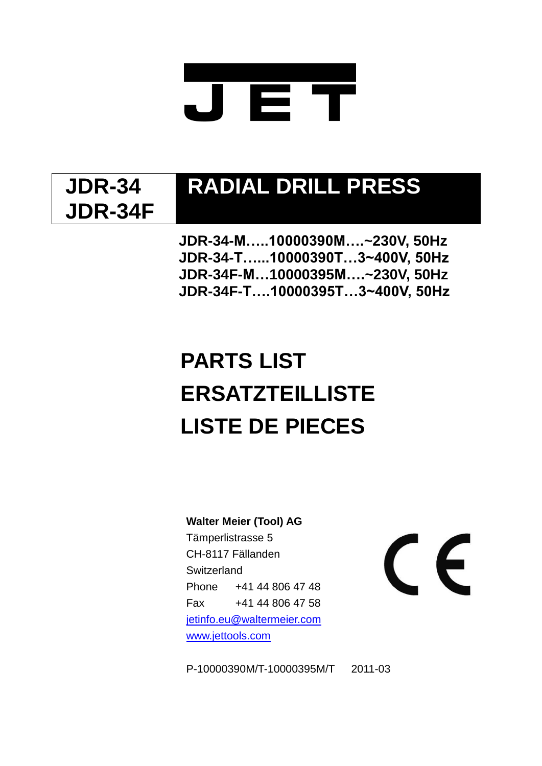# JET

# JDR-34 JDR-34F RADIAL DRILL PRESS

**JDR-34-M…..10000390M….~230V, 50Hz**
**JDR-34-T…...10000390T…3~400V, 50Hz**
**JDR-34F-M…10000395M….~230V, 50Hz**
**JDR-34F-T….10000395T…3~400V, 50Hz**

# PARTS LIST
# ERSATZTEILLISTE
# LISTE DE PIECES

**Walter Meier (Tool) AG**
Tämperlistrasse 5
CH-8117 Fällanden
Switzerland
Phone +41 44 806 47 48
Fax +41 44 806 47 58
jetinfo.eu@waltermeier.com
www.jettools.com

CE

P-10000390M/T-10000395M/T 2011-03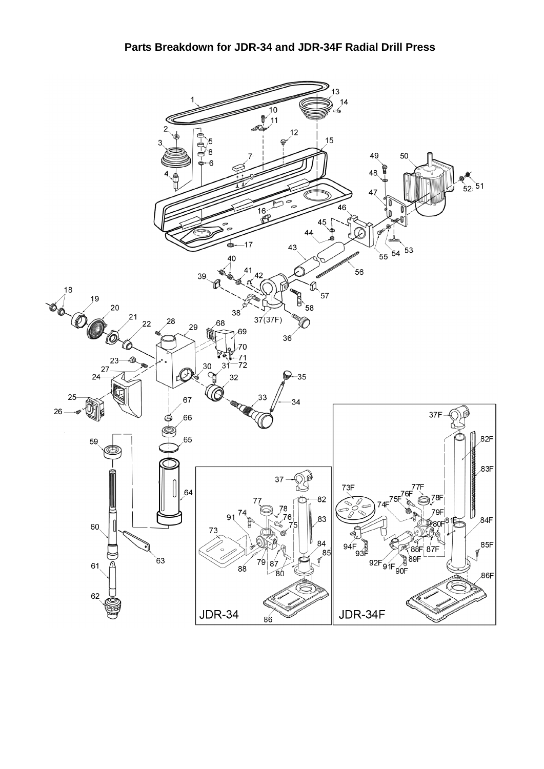# Parts Breakdown for JDR-34 and JDR-34F Radial Drill Press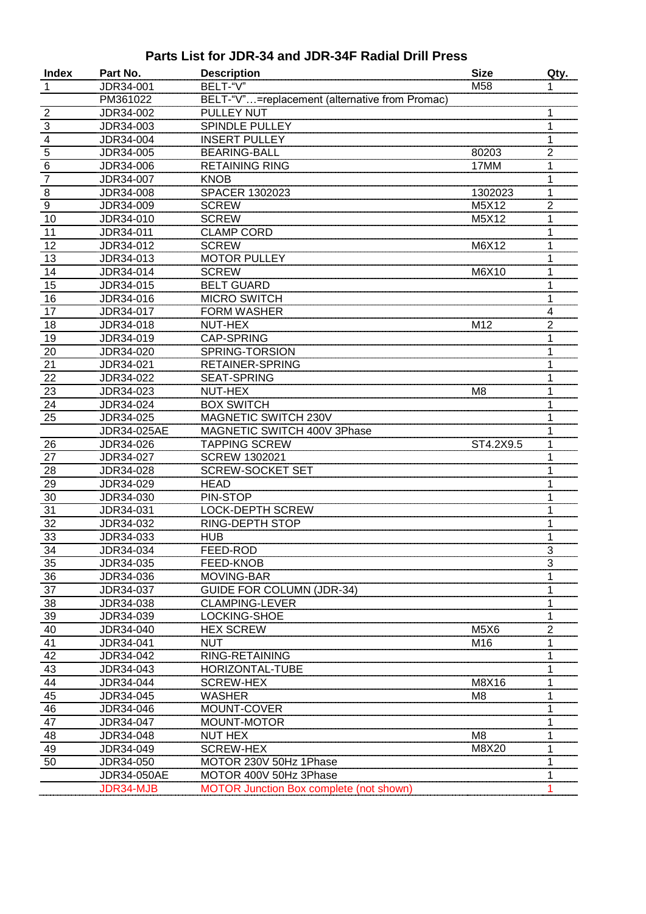# Parts List for JDR-34 and JDR-34F Radial Drill Press

| Index | Part No. | Description | Size | Qty. |
|---|---|---|---|---|
| 1 | JDR34-001 | BELT-"V" | M58 | 1 |
| | PM361022 | BELT-"V"…=replacement (alternative from Promac) | | |
| 2 | JDR34-002 | PULLEY NUT | | 1 |
| 3 | JDR34-003 | SPINDLE PULLEY | | 1 |
| 4 | JDR34-004 | INSERT PULLEY | | 1 |
| 5 | JDR34-005 | BEARING-BALL | 80203 | 2 |
| 6 | JDR34-006 | RETAINING RING | 17MM | 1 |
| 7 | JDR34-007 | KNOB | | 1 |
| 8 | JDR34-008 | SPACER 1302023 | 1302023 | 1 |
| 9 | JDR34-009 | SCREW | M5X12 | 2 |
| 10 | JDR34-010 | SCREW | M5X12 | 1 |
| 11 | JDR34-011 | CLAMP CORD | | 1 |
| 12 | JDR34-012 | SCREW | M6X12 | 1 |
| 13 | JDR34-013 | MOTOR PULLEY | | 1 |
| 14 | JDR34-014 | SCREW | M6X10 | 1 |
| 15 | JDR34-015 | BELT GUARD | | 1 |
| 16 | JDR34-016 | MICRO SWITCH | | 1 |
| 17 | JDR34-017 | FORM WASHER | | 4 |
| 18 | JDR34-018 | NUT-HEX | M12 | 2 |
| 19 | JDR34-019 | CAP-SPRING | | 1 |
| 20 | JDR34-020 | SPRING-TORSION | | 1 |
| 21 | JDR34-021 | RETAINER-SPRING | | 1 |
| 22 | JDR34-022 | SEAT-SPRING | | 1 |
| 23 | JDR34-023 | NUT-HEX | M8 | 1 |
| 24 | JDR34-024 | BOX SWITCH | | 1 |
| 25 | JDR34-025 | MAGNETIC SWITCH 230V | | 1 |
| | JDR34-025AE | MAGNETIC SWITCH 400V 3Phase | | 1 |
| 26 | JDR34-026 | TAPPING SCREW | ST4.2X9.5 | 1 |
| 27 | JDR34-027 | SCREW 1302021 | | 1 |
| 28 | JDR34-028 | SCREW-SOCKET SET | | 1 |
| 29 | JDR34-029 | HEAD | | 1 |
| 30 | JDR34-030 | PIN-STOP | | 1 |
| 31 | JDR34-031 | LOCK-DEPTH SCREW | | 1 |
| 32 | JDR34-032 | RING-DEPTH STOP | | 1 |
| 33 | JDR34-033 | HUB | | 1 |
| 34 | JDR34-034 | FEED-ROD | | 3 |
| 35 | JDR34-035 | FEED-KNOB | | 3 |
| 36 | JDR34-036 | MOVING-BAR | | 1 |
| 37 | JDR34-037 | GUIDE FOR COLUMN (JDR-34) | | 1 |
| 38 | JDR34-038 | CLAMPING-LEVER | | 1 |
| 39 | JDR34-039 | LOCKING-SHOE | | 1 |
| 40 | JDR34-040 | HEX SCREW | M5X6 | 2 |
| 41 | JDR34-041 | NUT | M16 | 1 |
| 42 | JDR34-042 | RING-RETAINING | | 1 |
| 43 | JDR34-043 | HORIZONTAL-TUBE | | 1 |
| 44 | JDR34-044 | SCREW-HEX | M8X16 | 1 |
| 45 | JDR34-045 | WASHER | M8 | 1 |
| 46 | JDR34-046 | MOUNT-COVER | | 1 |
| 47 | JDR34-047 | MOUNT-MOTOR | | 1 |
| 48 | JDR34-048 | NUT HEX | M8 | 1 |
| 49 | JDR34-049 | SCREW-HEX | M8X20 | 1 |
| 50 | JDR34-050 | MOTOR 230V 50Hz 1Phase | | 1 |
| | JDR34-050AE | MOTOR 400V 50Hz 3Phase | | 1 |
| | JDR34-MJB | MOTOR Junction Box complete (not shown) | | 1 |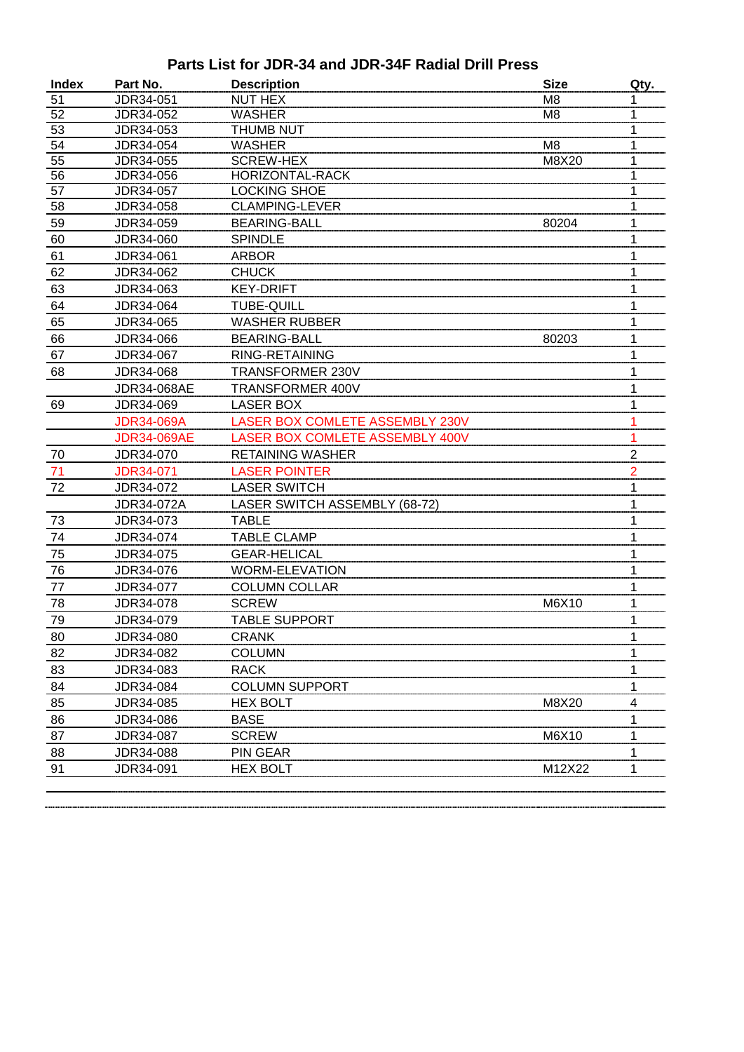## Parts List for JDR-34 and JDR-34F Radial Drill Press

| Index | Part No. | Description | Size | Qty. |
|---|---|---|---|---|
| 51 | JDR34-051 | NUT HEX | M8 | 1 |
| 52 | JDR34-052 | WASHER | M8 | 1 |
| 53 | JDR34-053 | THUMB NUT | | 1 |
| 54 | JDR34-054 | WASHER | M8 | 1 |
| 55 | JDR34-055 | SCREW-HEX | M8X20 | 1 |
| 56 | JDR34-056 | HORIZONTAL-RACK | | 1 |
| 57 | JDR34-057 | LOCKING SHOE | | 1 |
| 58 | JDR34-058 | CLAMPING-LEVER | | 1 |
| 59 | JDR34-059 | BEARING-BALL | 80204 | 1 |
| 60 | JDR34-060 | SPINDLE | | 1 |
| 61 | JDR34-061 | ARBOR | | 1 |
| 62 | JDR34-062 | CHUCK | | 1 |
| 63 | JDR34-063 | KEY-DRIFT | | 1 |
| 64 | JDR34-064 | TUBE-QUILL | | 1 |
| 65 | JDR34-065 | WASHER RUBBER | | 1 |
| 66 | JDR34-066 | BEARING-BALL | 80203 | 1 |
| 67 | JDR34-067 | RING-RETAINING | | 1 |
| 68 | JDR34-068 | TRANSFORMER 230V | | 1 |
| | JDR34-068AE | TRANSFORMER 400V | | 1 |
| 69 | JDR34-069 | LASER BOX | | 1 |
| | JDR34-069A | LASER BOX COMLETE ASSEMBLY 230V | | 1 |
| | JDR34-069AE | LASER BOX COMLETE ASSEMBLY 400V | | 1 |
| 70 | JDR34-070 | RETAINING WASHER | | 2 |
| 71 | JDR34-071 | LASER POINTER | | 2 |
| 72 | JDR34-072 | LASER SWITCH | | 1 |
| | JDR34-072A | LASER SWITCH ASSEMBLY (68-72) | | 1 |
| 73 | JDR34-073 | TABLE | | 1 |
| 74 | JDR34-074 | TABLE CLAMP | | 1 |
| 75 | JDR34-075 | GEAR-HELICAL | | 1 |
| 76 | JDR34-076 | WORM-ELEVATION | | 1 |
| 77 | JDR34-077 | COLUMN COLLAR | | 1 |
| 78 | JDR34-078 | SCREW | M6X10 | 1 |
| 79 | JDR34-079 | TABLE SUPPORT | | 1 |
| 80 | JDR34-080 | CRANK | | 1 |
| 82 | JDR34-082 | COLUMN | | 1 |
| 83 | JDR34-083 | RACK | | 1 |
| 84 | JDR34-084 | COLUMN SUPPORT | | 1 |
| 85 | JDR34-085 | HEX BOLT | M8X20 | 4 |
| 86 | JDR34-086 | BASE | | 1 |
| 87 | JDR34-087 | SCREW | M6X10 | 1 |
| 88 | JDR34-088 | PIN GEAR | | 1 |
| 91 | JDR34-091 | HEX BOLT | M12X22 | 1 |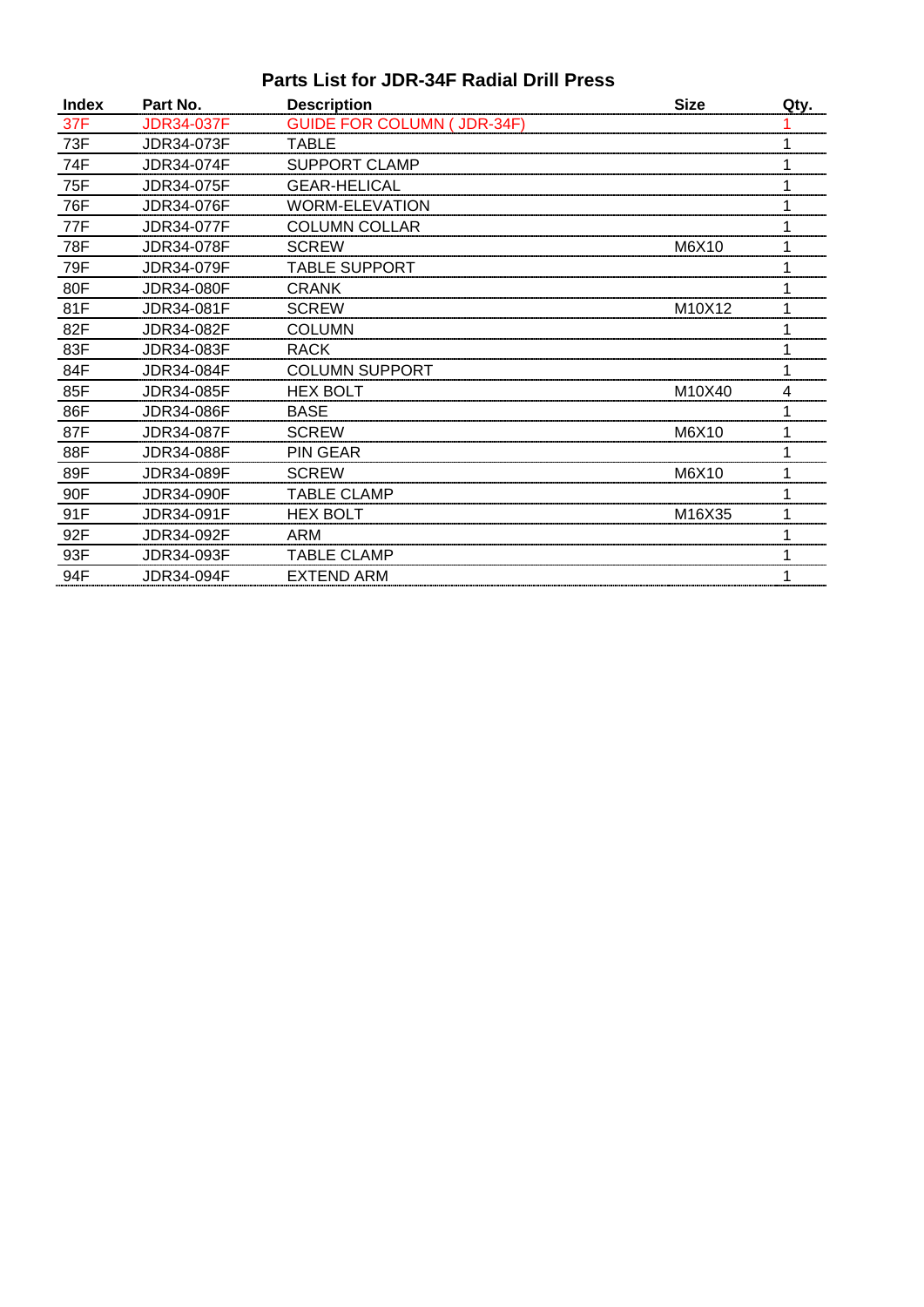# Parts List for JDR-34F Radial Drill Press

| Index | Part No. | Description | Size | Qty. |
|---|---|---|---|---|
| 37F | JDR34-037F | GUIDE FOR COLUMN ( JDR-34F) | | 1 |
| 73F | JDR34-073F | TABLE | | 1 |
| 74F | JDR34-074F | SUPPORT CLAMP | | 1 |
| 75F | JDR34-075F | GEAR-HELICAL | | 1 |
| 76F | JDR34-076F | WORM-ELEVATION | | 1 |
| 77F | JDR34-077F | COLUMN COLLAR | | 1 |
| 78F | JDR34-078F | SCREW | M6X10 | 1 |
| 79F | JDR34-079F | TABLE SUPPORT | | 1 |
| 80F | JDR34-080F | CRANK | | 1 |
| 81F | JDR34-081F | SCREW | M10X12 | 1 |
| 82F | JDR34-082F | COLUMN | | 1 |
| 83F | JDR34-083F | RACK | | 1 |
| 84F | JDR34-084F | COLUMN SUPPORT | | 1 |
| 85F | JDR34-085F | HEX BOLT | M10X40 | 4 |
| 86F | JDR34-086F | BASE | | 1 |
| 87F | JDR34-087F | SCREW | M6X10 | 1 |
| 88F | JDR34-088F | PIN GEAR | | 1 |
| 89F | JDR34-089F | SCREW | M6X10 | 1 |
| 90F | JDR34-090F | TABLE CLAMP | | 1 |
| 91F | JDR34-091F | HEX BOLT | M16X35 | 1 |
| 92F | JDR34-092F | ARM | | 1 |
| 93F | JDR34-093F | TABLE CLAMP | | 1 |
| 94F | JDR34-094F | EXTEND ARM | | 1 |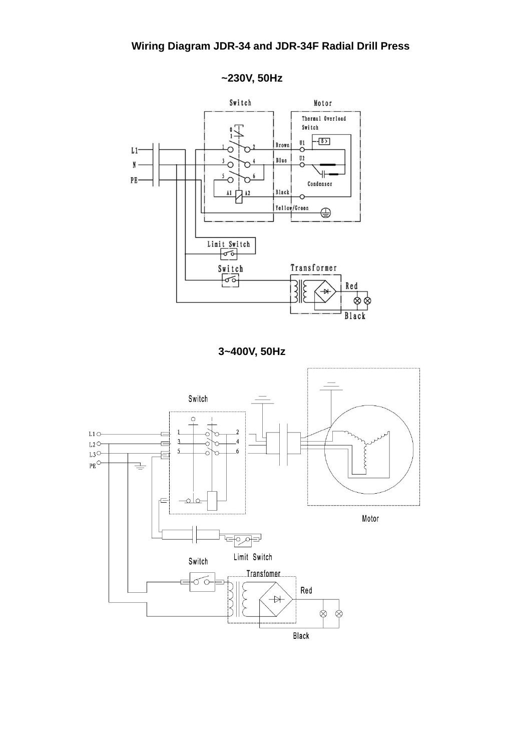# Wiring Diagram JDR-34 and JDR-34F Radial Drill Press

## ~230V, 50Hz

Switch

Motor

Thermal Overload Switch

L1

N

PE

0

1

2

3

4

5

6

A1

A2

Brown

Blue

Black

Yellow/Green

U1

U2

Condenser

Limit Switch

Switch

Transformer

Red

Black

## 3~400V, 50Hz

Switch

L1

L2

L3

PE

1

2

3

4

5

6

Motor

Limit Switch

Switch

Transfomer

Red

Black